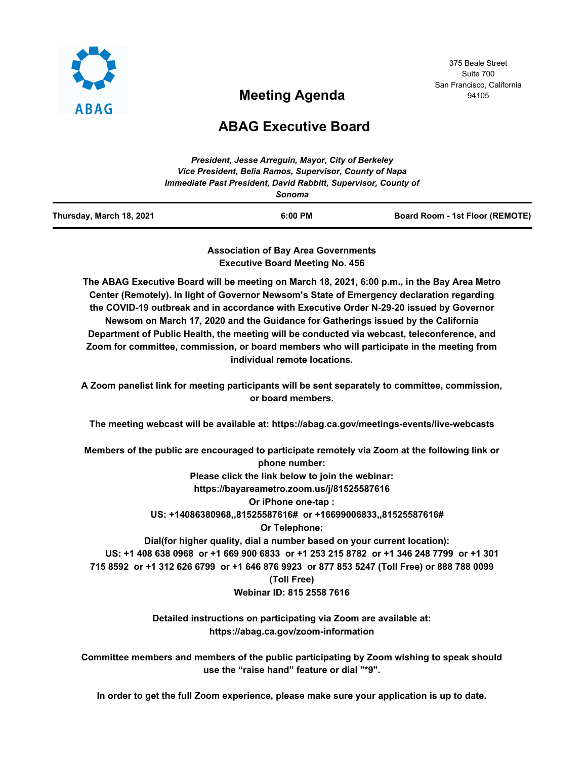ABAG

375 Beale Street
Suite 700
San Francisco, California
94105

# Meeting Agenda

# ABAG Executive Board

*President, Jesse Arreguin, Mayor, City of Berkeley*
*Vice President, Belia Ramos, Supervisor, County of Napa*
*Immediate Past President, David Rabbitt, Supervisor, County of Sonoma*

| Thursday, March 18, 2021 | 6:00 PM | Board Room - 1st Floor (REMOTE) |
|---|---|---|

**Association of Bay Area Governments**
**Executive Board Meeting No. 456**

**The ABAG Executive Board will be meeting on March 18, 2021, 6:00 p.m., in the Bay Area Metro Center (Remotely). In light of Governor Newsom's State of Emergency declaration regarding the COVID-19 outbreak and in accordance with Executive Order N-29-20 issued by Governor Newsom on March 17, 2020 and the Guidance for Gatherings issued by the California Department of Public Health, the meeting will be conducted via webcast, teleconference, and Zoom for committee, commission, or board members who will participate in the meeting from individual remote locations.**

**A Zoom panelist link for meeting participants will be sent separately to committee, commission, or board members.**

**The meeting webcast will be available at: https://abag.ca.gov/meetings-events/live-webcasts**

**Members of the public are encouraged to participate remotely via Zoom at the following link or phone number:**
**Please click the link below to join the webinar:**
**https://bayareametro.zoom.us/j/81525587616**
**Or iPhone one-tap :**
**US: +14086380968,,81525587616# or +16699006833,,81525587616#**
**Or Telephone:**
**Dial(for higher quality, dial a number based on your current location):**
**US: +1 408 638 0968 or +1 669 900 6833 or +1 253 215 8782 or +1 346 248 7799 or +1 301 715 8592 or +1 312 626 6799 or +1 646 876 9923 or 877 853 5247 (Toll Free) or 888 788 0099 (Toll Free)**
**Webinar ID: 815 2558 7616**

**Detailed instructions on participating via Zoom are available at:**
**https://abag.ca.gov/zoom-information**

**Committee members and members of the public participating by Zoom wishing to speak should use the "raise hand" feature or dial "*9".**

**In order to get the full Zoom experience, please make sure your application is up to date.**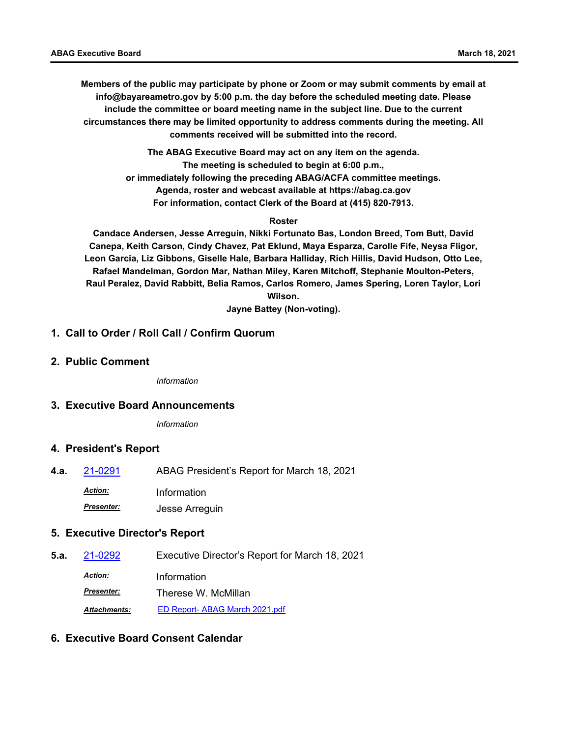**Members of the public may participate by phone or Zoom or may submit comments by email at info@bayareametro.gov by 5:00 p.m. the day before the scheduled meeting date. Please include the committee or board meeting name in the subject line. Due to the current circumstances there may be limited opportunity to address comments during the meeting. All comments received will be submitted into the record.**

**The ABAG Executive Board may act on any item on the agenda.**
**The meeting is scheduled to begin at 6:00 p.m.,**
**or immediately following the preceding ABAG/ACFA committee meetings.**
**Agenda, roster and webcast available at https://abag.ca.gov**
**For information, contact Clerk of the Board at (415) 820-7913.**

**Roster**

**Candace Andersen, Jesse Arreguin, Nikki Fortunato Bas, London Breed, Tom Butt, David Canepa, Keith Carson, Cindy Chavez, Pat Eklund, Maya Esparza, Carolle Fife, Neysa Fligor, Leon Garcia, Liz Gibbons, Giselle Hale, Barbara Halliday, Rich Hillis, David Hudson, Otto Lee, Rafael Mandelman, Gordon Mar, Nathan Miley, Karen Mitchoff, Stephanie Moulton-Peters, Raul Peralez, David Rabbitt, Belia Ramos, Carlos Romero, James Spering, Loren Taylor, Lori Wilson.**

**Jayne Battey (Non-voting).**

## 1. Call to Order / Roll Call / Confirm Quorum

## 2. Public Comment

*Information*

## 3. Executive Board Announcements

*Information*

## 4. President's Report

**4.a.** 21-0291 ABAG President’s Report for March 18, 2021

***Action:*** Information

***Presenter:*** Jesse Arreguin

## 5. Executive Director's Report

**5.a.** 21-0292 Executive Director’s Report for March 18, 2021

***Action:*** Information

***Presenter:*** Therese W. McMillan

***Attachments:*** ED Report- ABAG March 2021.pdf

## 6. Executive Board Consent Calendar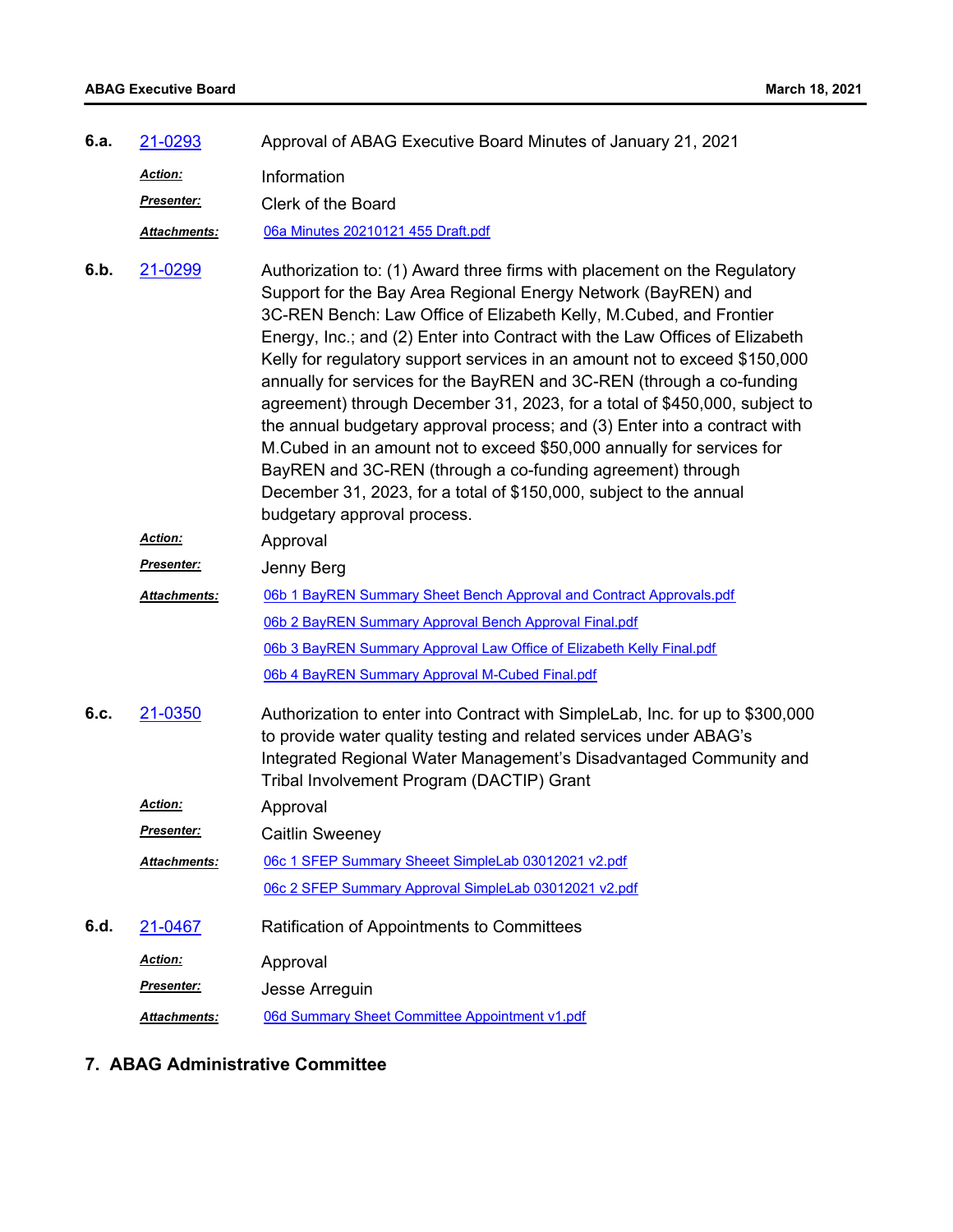**6.a.** 21-0293 Approval of ABAG Executive Board Minutes of January 21, 2021

***Action:*** Information

***Presenter:*** Clerk of the Board

***Attachments:*** 06a Minutes 20210121 455 Draft.pdf

**6.b.** 21-0299 Authorization to: (1) Award three firms with placement on the Regulatory Support for the Bay Area Regional Energy Network (BayREN) and 3C-REN Bench: Law Office of Elizabeth Kelly, M.Cubed, and Frontier Energy, Inc.; and (2) Enter into Contract with the Law Offices of Elizabeth Kelly for regulatory support services in an amount not to exceed $150,000 annually for services for the BayREN and 3C-REN (through a co-funding agreement) through December 31, 2023, for a total of $450,000, subject to the annual budgetary approval process; and (3) Enter into a contract with M.Cubed in an amount not to exceed $50,000 annually for services for BayREN and 3C-REN (through a co-funding agreement) through December 31, 2023, for a total of $150,000, subject to the annual budgetary approval process.

***Action:*** Approval

***Presenter:*** Jenny Berg

***Attachments:*** 06b 1 BayREN Summary Sheet Bench Approval and Contract Approvals.pdf

06b 2 BayREN Summary Approval Bench Approval Final.pdf

06b 3 BayREN Summary Approval Law Office of Elizabeth Kelly Final.pdf

06b 4 BayREN Summary Approval M-Cubed Final.pdf

**6.c.** 21-0350 Authorization to enter into Contract with SimpleLab, Inc. for up to $300,000 to provide water quality testing and related services under ABAG's Integrated Regional Water Management's Disadvantaged Community and Tribal Involvement Program (DACTIP) Grant

***Action:*** Approval

***Presenter:*** Caitlin Sweeney

***Attachments:*** 06c 1 SFEP Summary Sheeet SimpleLab 03012021 v2.pdf

06c 2 SFEP Summary Approval SimpleLab 03012021 v2.pdf

**6.d.** 21-0467 Ratification of Appointments to Committees

***Action:*** Approval

***Presenter:*** Jesse Arreguin

***Attachments:*** 06d Summary Sheet Committee Appointment v1.pdf

## 7. ABAG Administrative Committee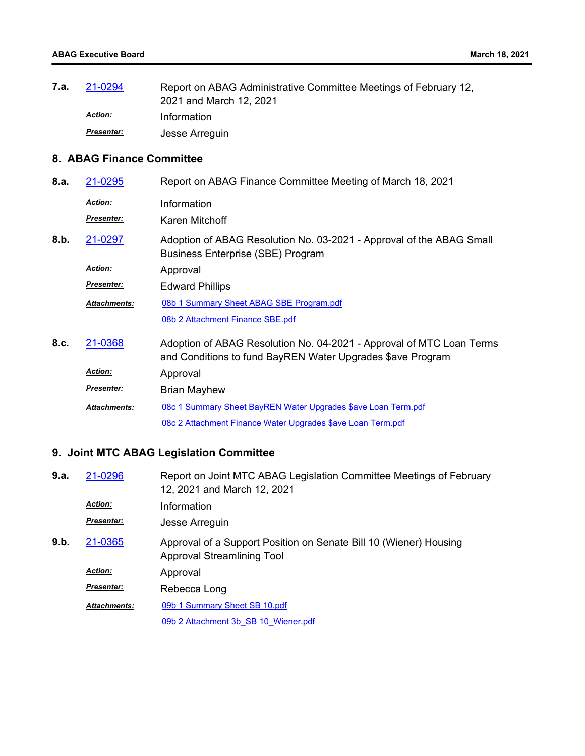**7.a.** 21-0294 Report on ABAG Administrative Committee Meetings of February 12, 2021 and March 12, 2021

*Action:* Information

*Presenter:* Jesse Arreguin

## 8. ABAG Finance Committee

**8.a.** 21-0295 Report on ABAG Finance Committee Meeting of March 18, 2021

*Action:* Information

*Presenter:* Karen Mitchoff

**8.b.** 21-0297 Adoption of ABAG Resolution No. 03-2021 - Approval of the ABAG Small Business Enterprise (SBE) Program

*Action:* Approval

*Presenter:* Edward Phillips

*Attachments:* 08b 1 Summary Sheet ABAG SBE Program.pdf

08b 2 Attachment Finance SBE.pdf

**8.c.** 21-0368 Adoption of ABAG Resolution No. 04-2021 - Approval of MTC Loan Terms and Conditions to fund BayREN Water Upgrades $ave Program

*Action:* Approval

*Presenter:* Brian Mayhew

*Attachments:* 08c 1 Summary Sheet BayREN Water Upgrades $ave Loan Term.pdf

08c 2 Attachment Finance Water Upgrades $ave Loan Term.pdf

## 9. Joint MTC ABAG Legislation Committee

**9.a.** 21-0296 Report on Joint MTC ABAG Legislation Committee Meetings of February 12, 2021 and March 12, 2021

*Action:* Information

*Presenter:* Jesse Arreguin

**9.b.** 21-0365 Approval of a Support Position on Senate Bill 10 (Wiener) Housing Approval Streamlining Tool

*Action:* Approval

*Presenter:* Rebecca Long

*Attachments:* 09b 1 Summary Sheet SB 10.pdf

09b 2 Attachment 3b_SB 10_Wiener.pdf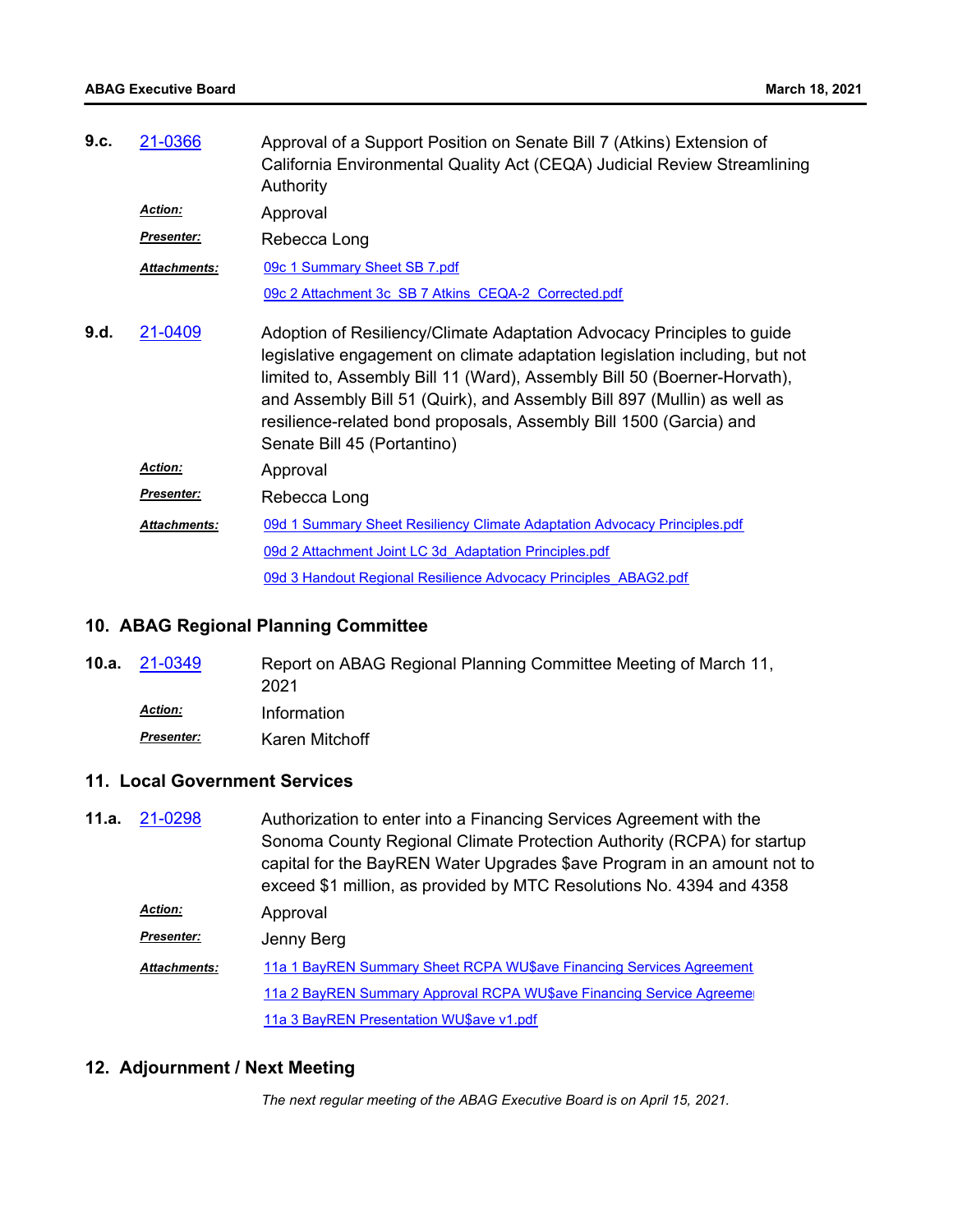**9.c.** 21-0366 Approval of a Support Position on Senate Bill 7 (Atkins) Extension of California Environmental Quality Act (CEQA) Judicial Review Streamlining Authority

***Action:*** Approval

***Presenter:*** Rebecca Long

***Attachments:*** 09c 1 Summary Sheet SB 7.pdf

09c 2 Attachment 3c_SB 7 Atkins_CEQA-2_Corrected.pdf

**9.d.** 21-0409 Adoption of Resiliency/Climate Adaptation Advocacy Principles to guide legislative engagement on climate adaptation legislation including, but not limited to, Assembly Bill 11 (Ward), Assembly Bill 50 (Boerner-Horvath), and Assembly Bill 51 (Quirk), and Assembly Bill 897 (Mullin) as well as resilience-related bond proposals, Assembly Bill 1500 (Garcia) and Senate Bill 45 (Portantino)

***Action:*** Approval

***Presenter:*** Rebecca Long

***Attachments:*** 09d 1 Summary Sheet Resiliency Climate Adaptation Advocacy Principles.pdf

09d 2 Attachment Joint LC 3d_Adaptation Principles.pdf

09d 3 Handout Regional Resilience Advocacy Principles_ABAG2.pdf

## 10. ABAG Regional Planning Committee

**10.a.** 21-0349 Report on ABAG Regional Planning Committee Meeting of March 11, 2021

***Action:*** Information

***Presenter:*** Karen Mitchoff

## 11. Local Government Services

**11.a.** 21-0298 Authorization to enter into a Financing Services Agreement with the Sonoma County Regional Climate Protection Authority (RCPA) for startup capital for the BayREN Water Upgrades $ave Program in an amount not to exceed $1 million, as provided by MTC Resolutions No. 4394 and 4358

***Action:*** Approval

***Presenter:*** Jenny Berg

***Attachments:*** 11a 1 BayREN Summary Sheet RCPA WU$ave Financing Services Agreement

11a 2 BayREN Summary Approval RCPA WU$ave Financing Service Agreeme

11a 3 BayREN Presentation WU$ave v1.pdf

## 12. Adjournment / Next Meeting

*The next regular meeting of the ABAG Executive Board is on April 15, 2021.*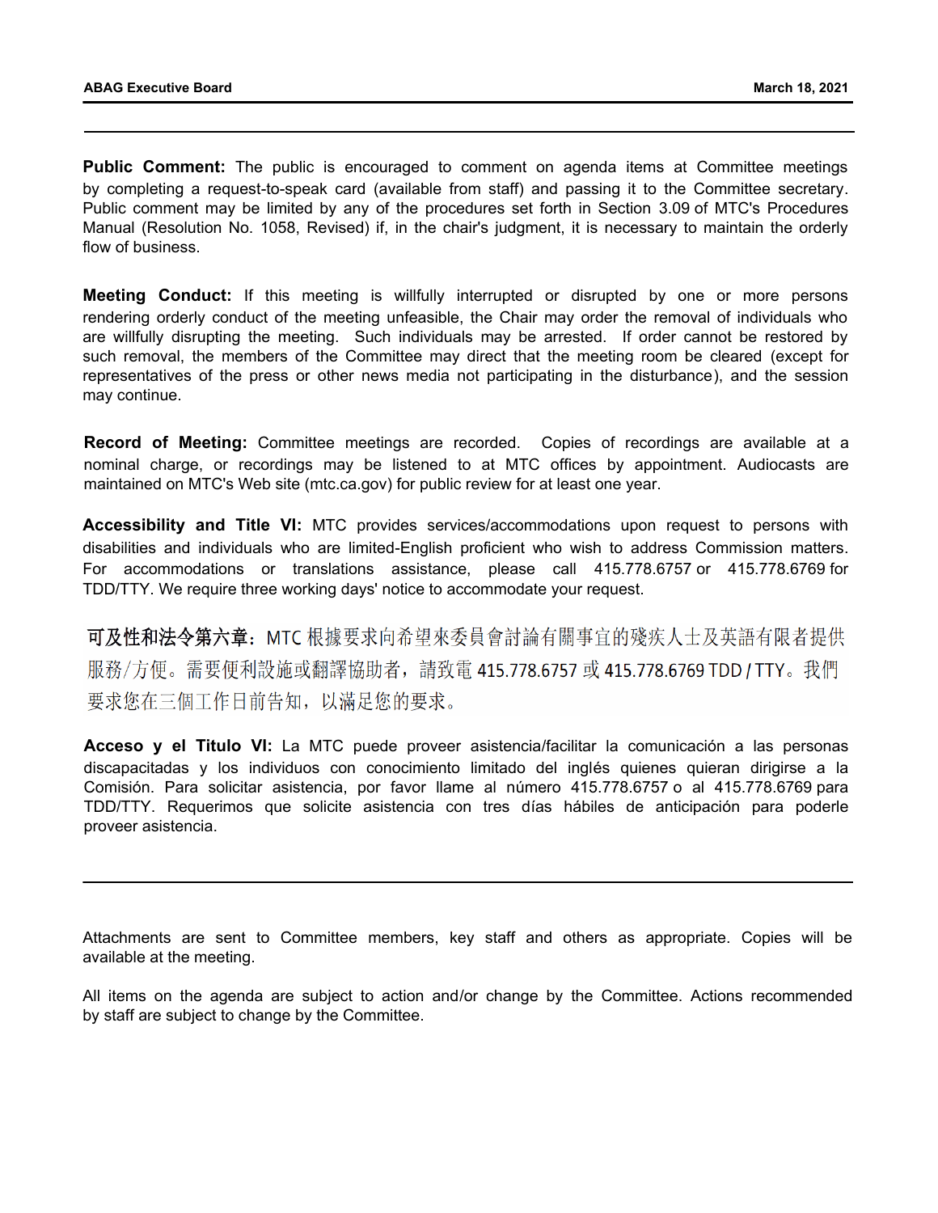**Public Comment:** The public is encouraged to comment on agenda items at Committee meetings by completing a request-to-speak card (available from staff) and passing it to the Committee secretary. Public comment may be limited by any of the procedures set forth in Section 3.09 of MTC's Procedures Manual (Resolution No. 1058, Revised) if, in the chair's judgment, it is necessary to maintain the orderly flow of business.

**Meeting Conduct:** If this meeting is willfully interrupted or disrupted by one or more persons rendering orderly conduct of the meeting unfeasible, the Chair may order the removal of individuals who are willfully disrupting the meeting. Such individuals may be arrested. If order cannot be restored by such removal, the members of the Committee may direct that the meeting room be cleared (except for representatives of the press or other news media not participating in the disturbance), and the session may continue.

**Record of Meeting:** Committee meetings are recorded. Copies of recordings are available at a nominal charge, or recordings may be listened to at MTC offices by appointment. Audiocasts are maintained on MTC's Web site (mtc.ca.gov) for public review for at least one year.

**Accessibility and Title VI:** MTC provides services/accommodations upon request to persons with disabilities and individuals who are limited-English proficient who wish to address Commission matters. For accommodations or translations assistance, please call 415.778.6757 or 415.778.6769 for TDD/TTY. We require three working days' notice to accommodate your request.

**可及性和法令第六章**：MTC 根據要求向希望來委員會討論有關事宜的殘疾人士及英語有限者提供服務/方便。需要便利設施或翻譯協助者，請致電 415.778.6757 或 415.778.6769 TDD / TTY。我們要求您在三個工作日前告知，以滿足您的要求。

**Acceso y el Titulo VI:** La MTC puede proveer asistencia/facilitar la comunicación a las personas discapacitadas y los individuos con conocimiento limitado del inglés quienes quieran dirigirse a la Comisión. Para solicitar asistencia, por favor llame al número 415.778.6757 o al 415.778.6769 para TDD/TTY. Requerimos que solicite asistencia con tres días hábiles de anticipación para poderle proveer asistencia.

---

Attachments are sent to Committee members, key staff and others as appropriate. Copies will be available at the meeting.

All items on the agenda are subject to action and/or change by the Committee. Actions recommended by staff are subject to change by the Committee.